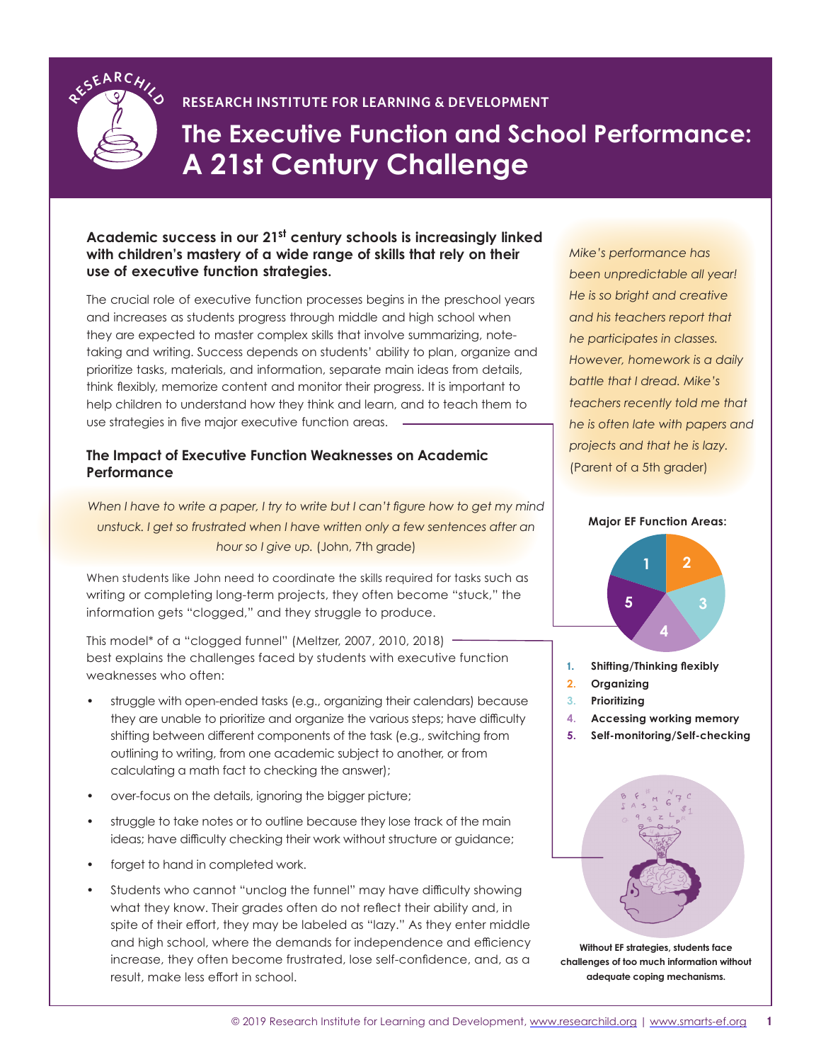RESEARCH INSTITUTE FOR LEARNING & DEVELOPMENT

# The Executive Function and School Performance: A 21st Century Challenge

**Academic success in our 21st century schools is increasingly linked with children's mastery of a wide range of skills that rely on their use of executive function strategies.**

The crucial role of executive function processes begins in the preschool years and increases as students progress through middle and high school when they are expected to master complex skills that involve summarizing, note-taking and writing. Success depends on students' ability to plan, organize and prioritize tasks, materials, and information, separate main ideas from details, think flexibly, memorize content and monitor their progress. It is important to help children to understand how they think and learn, and to teach them to use strategies in five major executive function areas.

*Mike's performance has been unpredictable all year! He is so bright and creative and his teachers report that he participates in classes. However, homework is a daily battle that I dread. Mike's teachers recently told me that he is often late with papers and projects and that he is lazy.* (Parent of a 5th grader)

**Major EF Function Areas:**

1. **Shifting/Thinking flexibly**
2. **Organizing**
3. **Prioritizing**
4. **Accessing working memory**
5. **Self-monitoring/Self-checking**

## The Impact of Executive Function Weaknesses on Academic Performance

*When I have to write a paper, I try to write but I can't figure how to get my mind unstuck. I get so frustrated when I have written only a few sentences after an hour so I give up.* (John, 7th grade)

When students like John need to coordinate the skills required for tasks such as writing or completing long-term projects, they often become "stuck," the information gets "clogged," and they struggle to produce.

This model* of a "clogged funnel" (Meltzer, 2007, 2010, 2018) best explains the challenges faced by students with executive function weaknesses who often:

- struggle with open-ended tasks (e.g., organizing their calendars) because they are unable to prioritize and organize the various steps; have difficulty shifting between different components of the task (e.g., switching from outlining to writing, from one academic subject to another, or from calculating a math fact to checking the answer);
- over-focus on the details, ignoring the bigger picture;
- struggle to take notes or to outline because they lose track of the main ideas; have difficulty checking their work without structure or guidance;
- forget to hand in completed work.
- Students who cannot "unclog the funnel" may have difficulty showing what they know. Their grades often do not reflect their ability and, in spite of their effort, they may be labeled as "lazy." As they enter middle and high school, where the demands for independence and efficiency increase, they often become frustrated, lose self-confidence, and, as a result, make less effort in school.

**Without EF strategies, students face challenges of too much information without adequate coping mechanisms.**

© 2019 Research Institute for Learning and Development, www.researchild.org | www.smarts-ef.org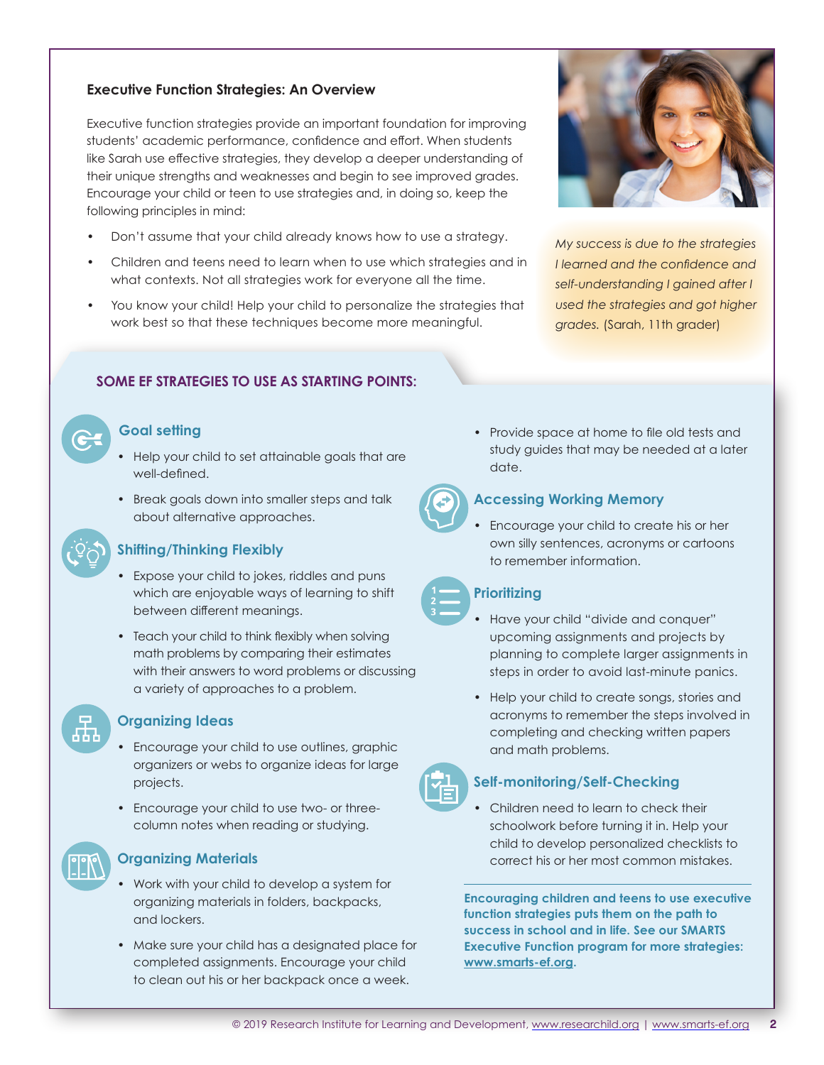## Executive Function Strategies: An Overview

Executive function strategies provide an important foundation for improving students' academic performance, confidence and effort. When students like Sarah use effective strategies, they develop a deeper understanding of their unique strengths and weaknesses and begin to see improved grades. Encourage your child or teen to use strategies and, in doing so, keep the following principles in mind:

- Don't assume that your child already knows how to use a strategy.
- Children and teens need to learn when to use which strategies and in what contexts. Not all strategies work for everyone all the time.
- You know your child! Help your child to personalize the strategies that work best so that these techniques become more meaningful.

*My success is due to the strategies I learned and the confidence and self-understanding I gained after I used the strategies and got higher grades.* (Sarah, 11th grader)

### SOME EF STRATEGIES TO USE AS STARTING POINTS:

#### Goal setting

- Help your child to set attainable goals that are well-defined.
- Break goals down into smaller steps and talk about alternative approaches.

#### Shifting/Thinking Flexibly

- Expose your child to jokes, riddles and puns which are enjoyable ways of learning to shift between different meanings.
- Teach your child to think flexibly when solving math problems by comparing their estimates with their answers to word problems or discussing a variety of approaches to a problem.

#### Organizing Ideas

- Encourage your child to use outlines, graphic organizers or webs to organize ideas for large projects.
- Encourage your child to use two- or three-column notes when reading or studying.

#### Organizing Materials

- Work with your child to develop a system for organizing materials in folders, backpacks, and lockers.
- Make sure your child has a designated place for completed assignments. Encourage your child to clean out his or her backpack once a week.
- Provide space at home to file old tests and study guides that may be needed at a later date.

#### Accessing Working Memory

- Encourage your child to create his or her own silly sentences, acronyms or cartoons to remember information.

#### Prioritizing

- Have your child "divide and conquer" upcoming assignments and projects by planning to complete larger assignments in steps in order to avoid last-minute panics.
- Help your child to create songs, stories and acronyms to remember the steps involved in completing and checking written papers and math problems.

#### Self-monitoring/Self-Checking

- Children need to learn to check their schoolwork before turning it in. Help your child to develop personalized checklists to correct his or her most common mistakes.

**Encouraging children and teens to use executive function strategies puts them on the path to success in school and in life. See our SMARTS Executive Function program for more strategies: www.smarts-ef.org.**

© 2019 Research Institute for Learning and Development, www.researchild.org | www.smarts-ef.org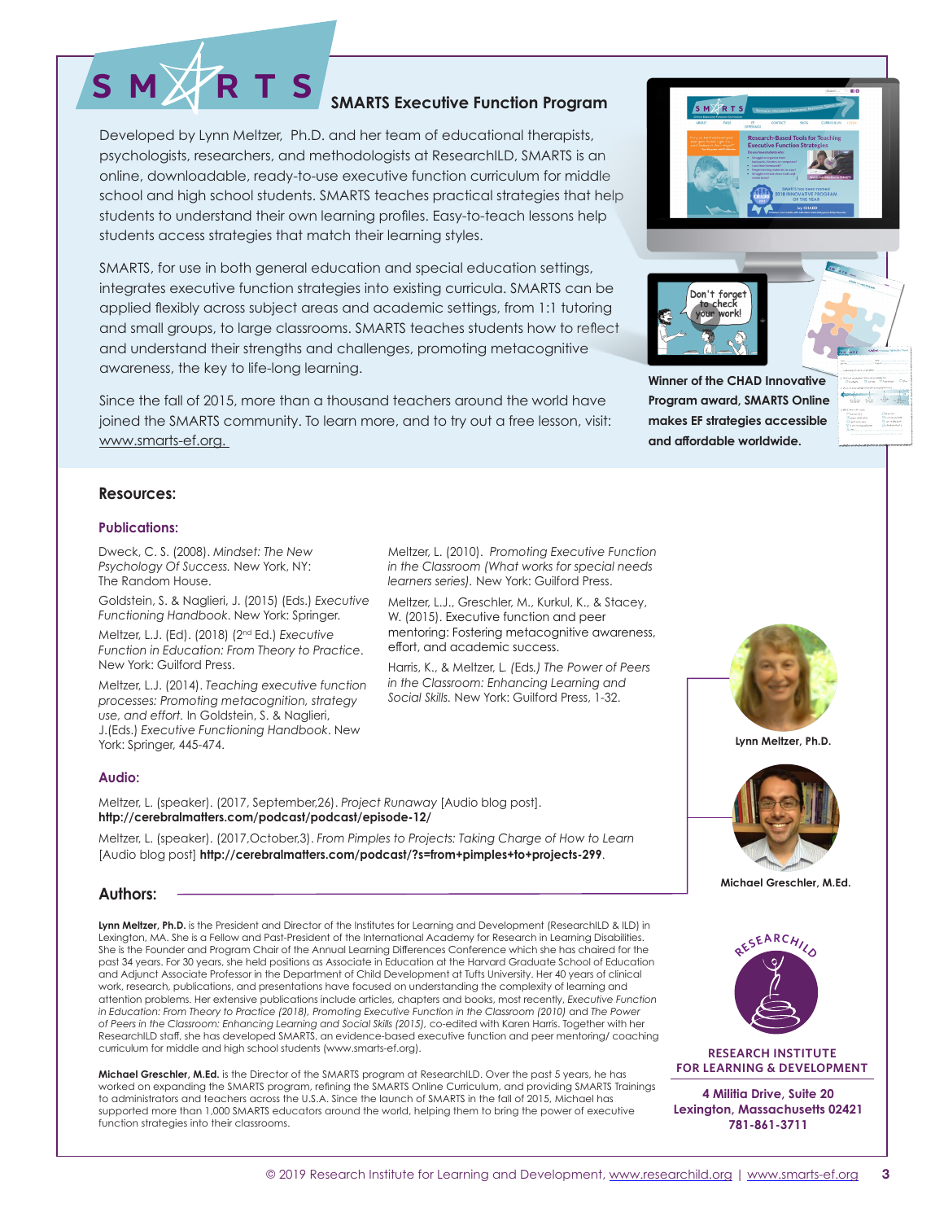# SMARTS

## SMARTS Executive Function Program

Developed by Lynn Meltzer, Ph.D. and her team of educational therapists, psychologists, researchers, and methodologists at ResearchILD, SMARTS is an online, downloadable, ready-to-use executive function curriculum for middle school and high school students. SMARTS teaches practical strategies that help students to understand their own learning profiles. Easy-to-teach lessons help students access strategies that match their learning styles.

SMARTS, for use in both general education and special education settings, integrates executive function strategies into existing curricula. SMARTS can be applied flexibly across subject areas and academic settings, from 1:1 tutoring and small groups, to large classrooms. SMARTS teaches students how to reflect and understand their strengths and challenges, promoting metacognitive awareness, the key to life-long learning.

Since the fall of 2015, more than a thousand teachers around the world have joined the SMARTS community. To learn more, and to try out a free lesson, visit: www.smarts-ef.org.

**Winner of the CHAD Innovative Program award, SMARTS Online makes EF strategies accessible and affordable worldwide.**

## Resources:

### Publications:

Dweck, C. S. (2008). *Mindset: The New Psychology Of Success.* New York, NY: The Random House.

Goldstein, S. & Naglieri, J. (2015) (Eds.) *Executive Functioning Handbook*. New York: Springer.

Meltzer, L.J. (Ed). (2018) (2nd Ed.) *Executive Function in Education: From Theory to Practice*. New York: Guilford Press.

Meltzer, L.J. (2014). *Teaching executive function processes: Promoting metacognition, strategy use, and effort.* In Goldstein, S. & Naglieri, J.(Eds.) *Executive Functioning Handbook*. New York: Springer, 445-474.

Meltzer, L. (2010). *Promoting Executive Function in the Classroom (What works for special needs learners series).* New York: Guilford Press.

Meltzer, L.J., Greschler, M., Kurkul, K., & Stacey, W. (2015). Executive function and peer mentoring: Fostering metacognitive awareness, effort, and academic success.

Harris, K., & Meltzer, L. *(Eds.) The Power of Peers in the Classroom: Enhancing Learning and Social Skills.* New York: Guilford Press, 1-32.

### Audio:

Meltzer, L. (speaker). (2017, September,26). *Project Runaway* [Audio blog post]. **http://cerebralmatters.com/podcast/podcast/episode-12/**

Meltzer, L. (speaker). (2017,October,3). *From Pimples to Projects: Taking Charge of How to Learn* [Audio blog post] **http://cerebralmatters.com/podcast/?s=from+pimples+to+projects-299**.

## Authors:

**Lynn Meltzer, Ph.D.** is the President and Director of the Institutes for Learning and Development (ResearchILD & ILD) in Lexington, MA. She is a Fellow and Past-President of the International Academy for Research in Learning Disabilities. She is the Founder and Program Chair of the Annual Learning Differences Conference which she has chaired for the past 34 years. For 30 years, she held positions as Associate in Education at the Harvard Graduate School of Education and Adjunct Associate Professor in the Department of Child Development at Tufts University. Her 40 years of clinical work, research, publications, and presentations have focused on understanding the complexity of learning and attention problems. Her extensive publications include articles, chapters and books, most recently, *Executive Function in Education: From Theory to Practice (2018), Promoting Executive Function in the Classroom (2010)* and *The Power of Peers in the Classroom: Enhancing Learning and Social Skills (2015)*, co-edited with Karen Harris. Together with her ResearchILD staff, she has developed SMARTS, an evidence-based executive function and peer mentoring/ coaching curriculum for middle and high school students (www.smarts-ef.org).

**Michael Greschler, M.Ed.** is the Director of the SMARTS program at ResearchILD. Over the past 5 years, he has worked on expanding the SMARTS program, refining the SMARTS Online Curriculum, and providing SMARTS Trainings to administrators and teachers across the U.S.A. Since the launch of SMARTS in the fall of 2015, Michael has supported more than 1,000 SMARTS educators around the world, helping them to bring the power of executive function strategies into their classrooms.

Lynn Meltzer, Ph.D.

Michael Greschler, M.Ed.

RESEARCHILD

**RESEARCH INSTITUTE FOR LEARNING & DEVELOPMENT**

**4 Militia Drive, Suite 20**
**Lexington, Massachusetts 02421**
**781-861-3711**

© 2019 Research Institute for Learning and Development, www.researchild.org | www.smarts-ef.org